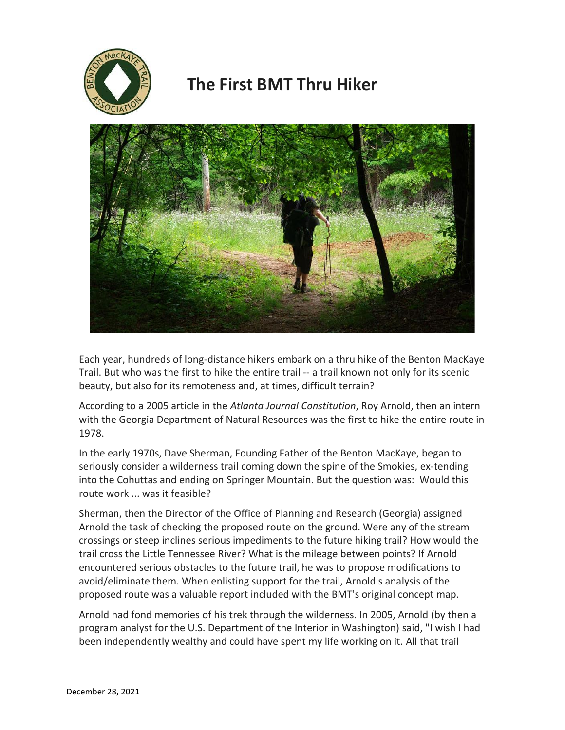# The First BMT Thru Hiker

Each year, hundreds of long-distance hikers embark on a thru hike of the Benton MacKaye Trail. But who was the first to hike the entire trail -- a trail known not only for its scenic beauty, but also for its remoteness and, at times, difficult terrain?

According to a 2005 article in the *Atlanta Journal Constitution*, Roy Arnold, then an intern with the Georgia Department of Natural Resources was the first to hike the entire route in 1978.

In the early 1970s, Dave Sherman, Founding Father of the Benton MacKaye, began to seriously consider a wilderness trail coming down the spine of the Smokies, ex-tending into the Cohuttas and ending on Springer Mountain. But the question was: Would this route work ... was it feasible?

Sherman, then the Director of the Office of Planning and Research (Georgia) assigned Arnold the task of checking the proposed route on the ground. Were any of the stream crossings or steep inclines serious impediments to the future hiking trail? How would the trail cross the Little Tennessee River? What is the mileage between points? If Arnold encountered serious obstacles to the future trail, he was to propose modifications to avoid/eliminate them. When enlisting support for the trail, Arnold's analysis of the proposed route was a valuable report included with the BMT's original concept map.

Arnold had fond memories of his trek through the wilderness. In 2005, Arnold (by then a program analyst for the U.S. Department of the Interior in Washington) said, "I wish I had been independently wealthy and could have spent my life working on it. All that trail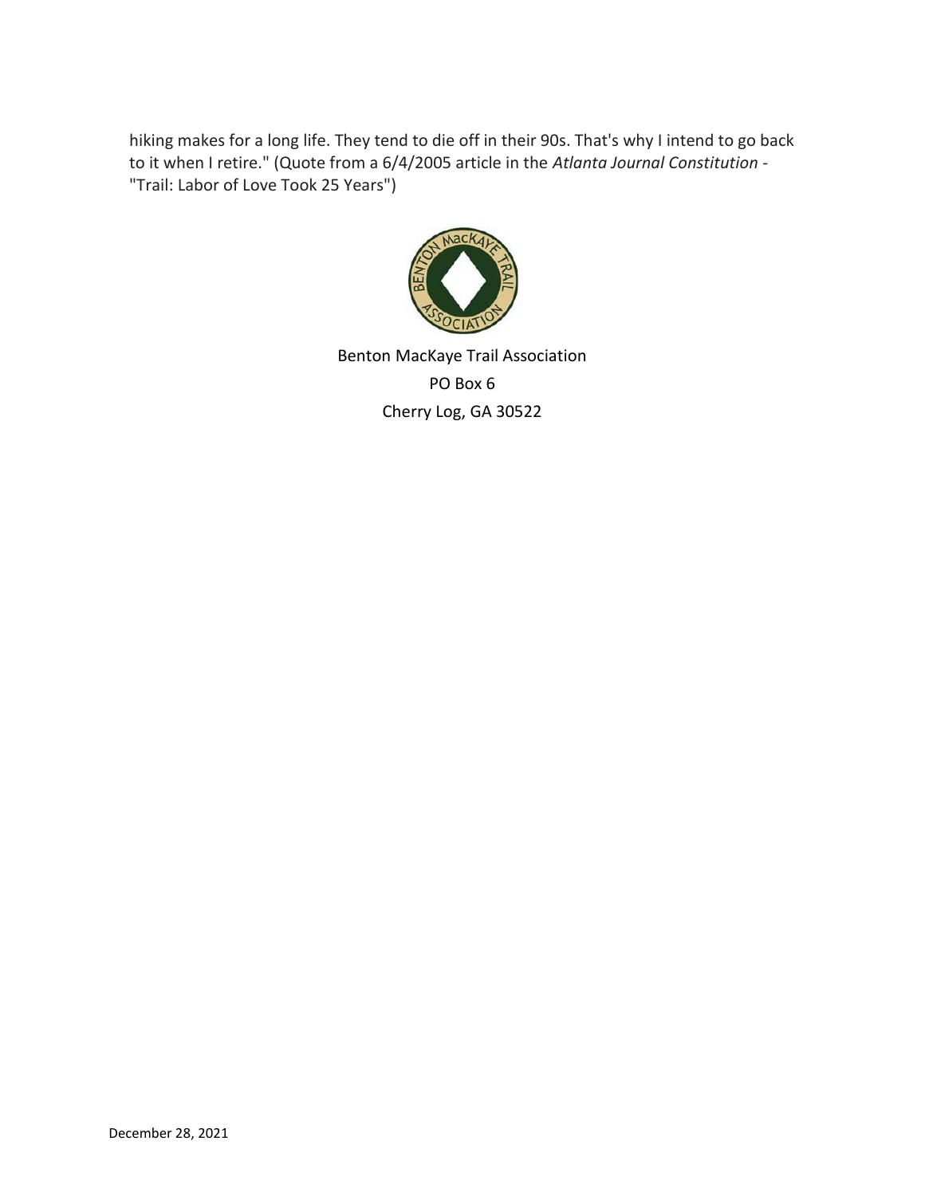hiking makes for a long life. They tend to die off in their 90s. That's why I intend to go back to it when I retire." (Quote from a 6/4/2005 article in the *Atlanta Journal Constitution* - "Trail: Labor of Love Took 25 Years")

Benton MacKaye Trail Association

PO Box 6

Cherry Log, GA 30522

December 28, 2021